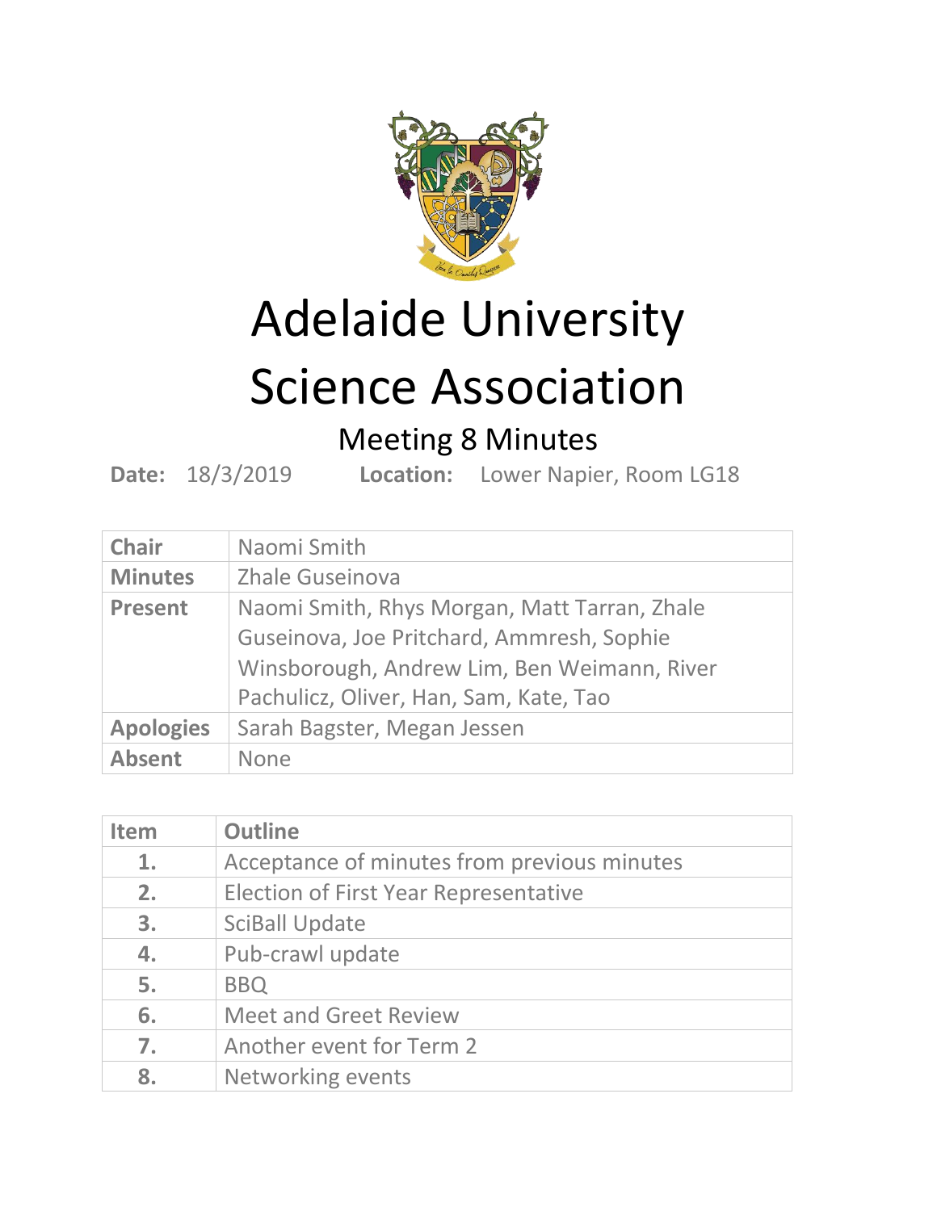# Adelaide University Science Association

## Meeting 8 Minutes

**Date:** 18/3/2019 **Location:** Lower Napier, Room LG18

| **Chair** | Naomi Smith |
|---|---|
| **Minutes** | Zhale Guseinova |
| **Present** | Naomi Smith, Rhys Morgan, Matt Tarran, Zhale Guseinova, Joe Pritchard, Ammresh, Sophie Winsborough, Andrew Lim, Ben Weimann, River Pachulicz, Oliver, Han, Sam, Kate, Tao |
| **Apologies** | Sarah Bagster, Megan Jessen |
| **Absent** | None |

| **Item** | **Outline** |
|---|---|
| **1.** | Acceptance of minutes from previous minutes |
| **2.** | Election of First Year Representative |
| **3.** | SciBall Update |
| **4.** | Pub-crawl update |
| **5.** | BBQ |
| **6.** | Meet and Greet Review |
| **7.** | Another event for Term 2 |
| **8.** | Networking events |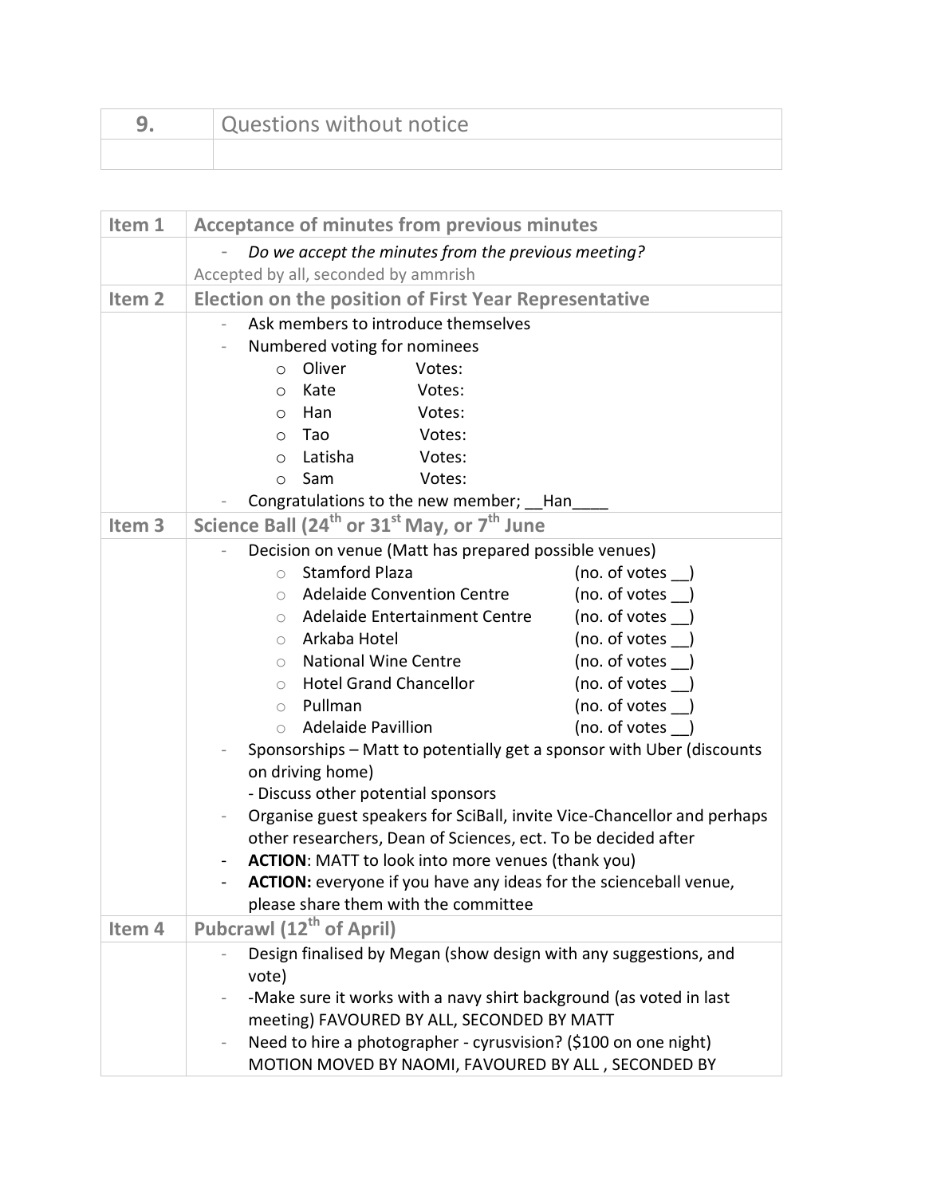| 9. | Questions without notice |
|---|---|
| | |

| Item 1 | Acceptance of minutes from previous minutes |
|---|---|
| | - *Do we accept the minutes from the previous meeting?*<br>Accepted by all, seconded by ammrish |
| **Item 2** | **Election on the position of First Year Representative** |
| | - Ask members to introduce themselves<br>- Numbered voting for nominees<br>o Oliver Votes:<br>o Kate Votes:<br>o Han Votes:<br>o Tao Votes:<br>o Latisha Votes:<br>o Sam Votes:<br>- Congratulations to the new member; __Han____ |
| **Item 3** | **Science Ball (24th or 31st May, or 7th June** |
| | - Decision on venue (Matt has prepared possible venues)<br>o Stamford Plaza (no. of votes __)<br>o Adelaide Convention Centre (no. of votes __)<br>o Adelaide Entertainment Centre (no. of votes __)<br>o Arkaba Hotel (no. of votes __)<br>o National Wine Centre (no. of votes __)<br>o Hotel Grand Chancellor (no. of votes __)<br>o Pullman (no. of votes __)<br>o Adelaide Pavillion (no. of votes __)<br>- Sponsorships – Matt to potentially get a sponsor with Uber (discounts on driving home)<br>- Discuss other potential sponsors<br>- Organise guest speakers for SciBall, invite Vice-Chancellor and perhaps other researchers, Dean of Sciences, ect. To be decided after<br>- **ACTION**: MATT to look into more venues (thank you)<br>- **ACTION:** everyone if you have any ideas for the scienceball venue, please share them with the committee |
| **Item 4** | **Pubcrawl (12th of April)** |
| | - Design finalised by Megan (show design with any suggestions, and vote)<br>- -Make sure it works with a navy shirt background (as voted in last meeting) FAVOURED BY ALL, SECONDED BY MATT<br>- Need to hire a photographer - cyrusvision? ($100 on one night) MOTION MOVED BY NAOMI, FAVOURED BY ALL , SECONDED BY |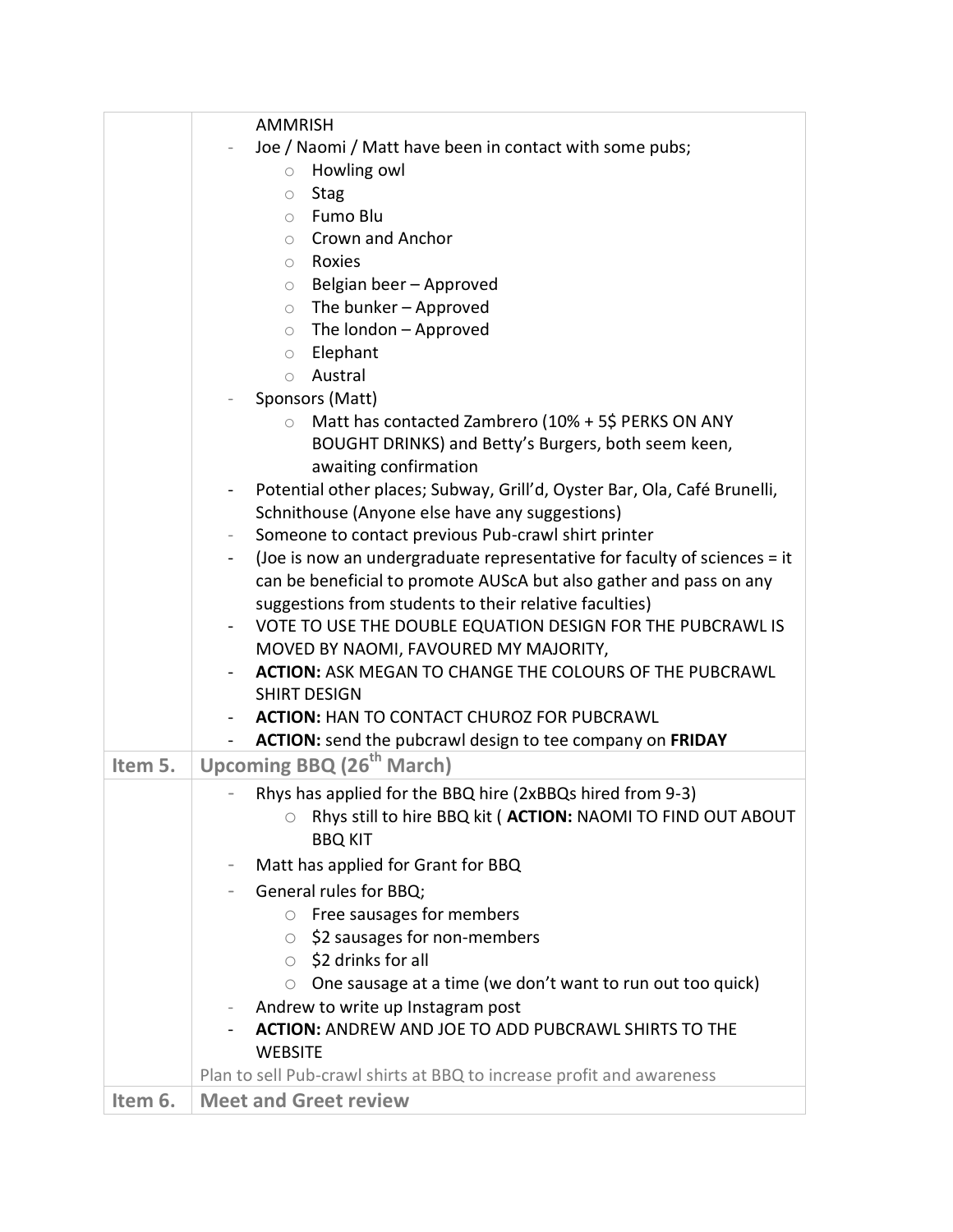| | |
|---|---|
| | AMMRISH<br>- Joe / Naomi / Matt have been in contact with some pubs;<br>&nbsp;&nbsp;&nbsp;&nbsp;○ Howling owl<br>&nbsp;&nbsp;&nbsp;&nbsp;○ Stag<br>&nbsp;&nbsp;&nbsp;&nbsp;○ Fumo Blu<br>&nbsp;&nbsp;&nbsp;&nbsp;○ Crown and Anchor<br>&nbsp;&nbsp;&nbsp;&nbsp;○ Roxies<br>&nbsp;&nbsp;&nbsp;&nbsp;○ Belgian beer – Approved<br>&nbsp;&nbsp;&nbsp;&nbsp;○ The bunker – Approved<br>&nbsp;&nbsp;&nbsp;&nbsp;○ The london – Approved<br>&nbsp;&nbsp;&nbsp;&nbsp;○ Elephant<br>&nbsp;&nbsp;&nbsp;&nbsp;○ Austral<br>- Sponsors (Matt)<br>&nbsp;&nbsp;&nbsp;&nbsp;○ Matt has contacted Zambrero (10% + 5$ PERKS ON ANY BOUGHT DRINKS) and Betty's Burgers, both seem keen, awaiting confirmation<br>- Potential other places; Subway, Grill'd, Oyster Bar, Ola, Café Brunelli, Schnithouse (Anyone else have any suggestions)<br>- Someone to contact previous Pub-crawl shirt printer<br>- (Joe is now an undergraduate representative for faculty of sciences = it can be beneficial to promote AUScA but also gather and pass on any suggestions from students to their relative faculties)<br>- VOTE TO USE THE DOUBLE EQUATION DESIGN FOR THE PUBCRAWL IS MOVED BY NAOMI, FAVOURED MY MAJORITY,<br>- **ACTION:** ASK MEGAN TO CHANGE THE COLOURS OF THE PUBCRAWL SHIRT DESIGN<br>- **ACTION:** HAN TO CONTACT CHUROZ FOR PUBCRAWL<br>- **ACTION:** send the pubcrawl design to tee company on **FRIDAY** |
| **Item 5.** | **Upcoming BBQ (26th March)** |
| | - Rhys has applied for the BBQ hire (2xBBQs hired from 9-3)<br>&nbsp;&nbsp;&nbsp;&nbsp;○ Rhys still to hire BBQ kit ( **ACTION:** NAOMI TO FIND OUT ABOUT BBQ KIT<br>- Matt has applied for Grant for BBQ<br>- General rules for BBQ;<br>&nbsp;&nbsp;&nbsp;&nbsp;○ Free sausages for members<br>&nbsp;&nbsp;&nbsp;&nbsp;○ $2 sausages for non-members<br>&nbsp;&nbsp;&nbsp;&nbsp;○ $2 drinks for all<br>&nbsp;&nbsp;&nbsp;&nbsp;○ One sausage at a time (we don't want to run out too quick)<br>- Andrew to write up Instagram post<br>- **ACTION:** ANDREW AND JOE TO ADD PUBCRAWL SHIRTS TO THE WEBSITE<br>Plan to sell Pub-crawl shirts at BBQ to increase profit and awareness |
| **Item 6.** | **Meet and Greet review** |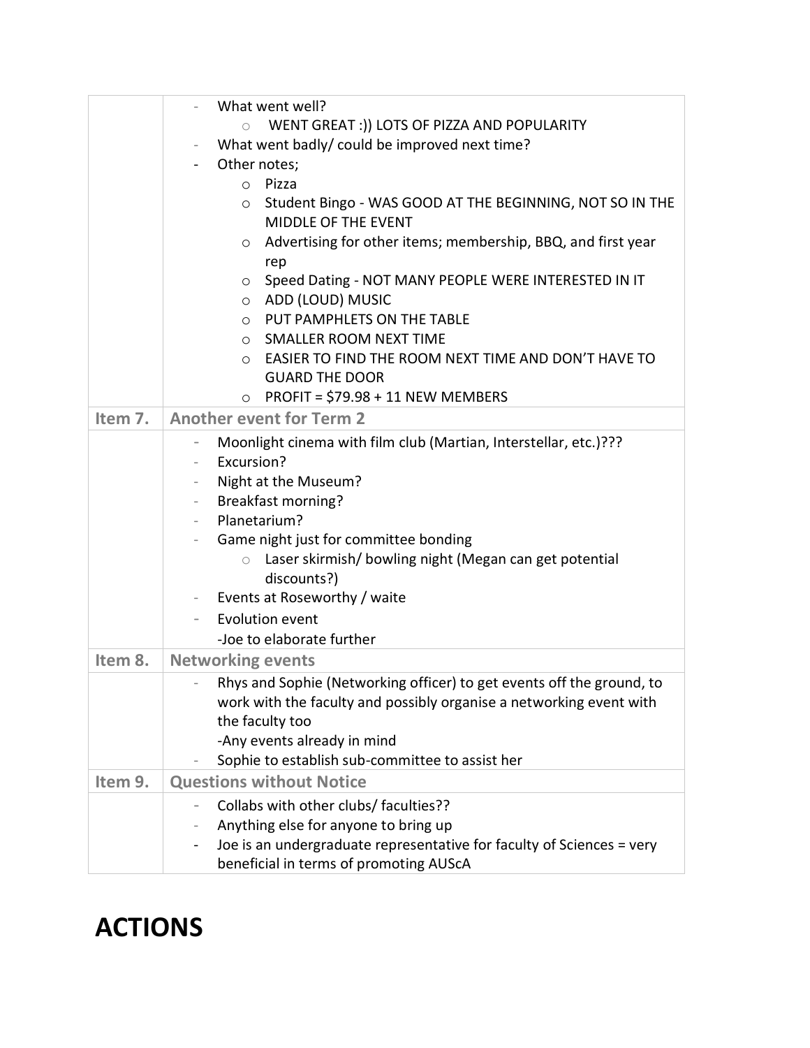| | |
|---|---|
| | - What went well?<br>  ○ WENT GREAT :)) LOTS OF PIZZA AND POPULARITY<br>- What went badly/ could be improved next time?<br>- Other notes;<br>  ○ Pizza<br>  ○ Student Bingo - WAS GOOD AT THE BEGINNING, NOT SO IN THE MIDDLE OF THE EVENT<br>  ○ Advertising for other items; membership, BBQ, and first year rep<br>  ○ Speed Dating - NOT MANY PEOPLE WERE INTERESTED IN IT<br>  ○ ADD (LOUD) MUSIC<br>  ○ PUT PAMPHLETS ON THE TABLE<br>  ○ SMALLER ROOM NEXT TIME<br>  ○ EASIER TO FIND THE ROOM NEXT TIME AND DON'T HAVE TO GUARD THE DOOR<br>  ○ PROFIT = $79.98 + 11 NEW MEMBERS |
| **Item 7.** | **Another event for Term 2** |
| | - Moonlight cinema with film club (Martian, Interstellar, etc.)???<br>- Excursion?<br>- Night at the Museum?<br>- Breakfast morning?<br>- Planetarium?<br>- Game night just for committee bonding<br>  ○ Laser skirmish/ bowling night (Megan can get potential discounts?)<br>- Events at Roseworthy / waite<br>- Evolution event<br>-Joe to elaborate further |
| **Item 8.** | **Networking events** |
| | - Rhys and Sophie (Networking officer) to get events off the ground, to work with the faculty and possibly organise a networking event with the faculty too<br>-Any events already in mind<br>- Sophie to establish sub-committee to assist her |
| **Item 9.** | **Questions without Notice** |
| | - Collabs with other clubs/ faculties??<br>- Anything else for anyone to bring up<br>- Joe is an undergraduate representative for faculty of Sciences = very beneficial in terms of promoting AUScA |

# ACTIONS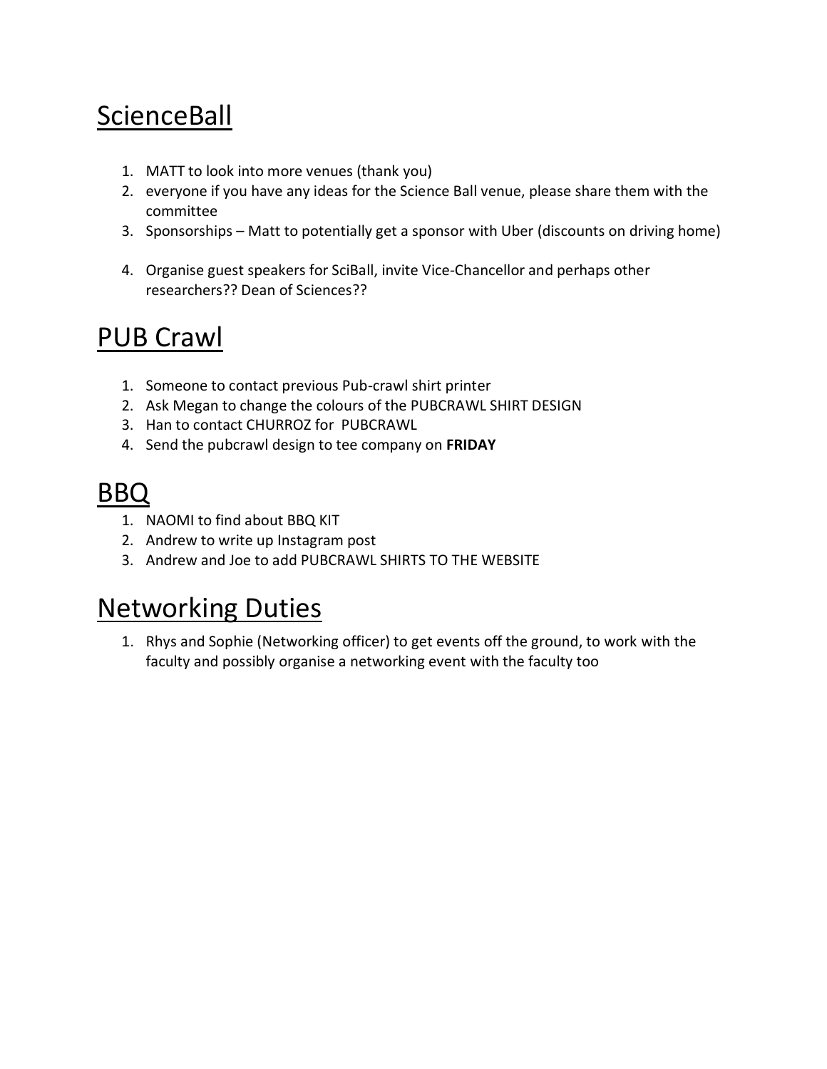## ScienceBall

1. MATT to look into more venues (thank you)
2. everyone if you have any ideas for the Science Ball venue, please share them with the committee
3. Sponsorships – Matt to potentially get a sponsor with Uber (discounts on driving home)
4. Organise guest speakers for SciBall, invite Vice-Chancellor and perhaps other researchers?? Dean of Sciences??

## PUB Crawl

1. Someone to contact previous Pub-crawl shirt printer
2. Ask Megan to change the colours of the PUBCRAWL SHIRT DESIGN
3. Han to contact CHURROZ for PUBCRAWL
4. Send the pubcrawl design to tee company on **FRIDAY**

## BBQ

1. NAOMI to find about BBQ KIT
2. Andrew to write up Instagram post
3. Andrew and Joe to add PUBCRAWL SHIRTS TO THE WEBSITE

## Networking Duties

1. Rhys and Sophie (Networking officer) to get events off the ground, to work with the faculty and possibly organise a networking event with the faculty too